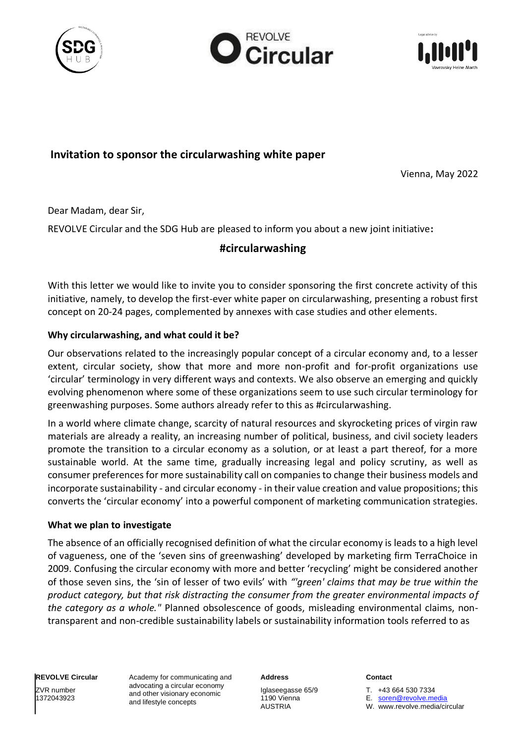## Invitation to sponsor the circularwashing white paper

Vienna, May 2022

Dear Madam, dear Sir,

REVOLVE Circular and the SDG Hub are pleased to inform you about a new joint initiative**:**

### #circularwashing

With this letter we would like to invite you to consider sponsoring the first concrete activity of this initiative, namely, to develop the first-ever white paper on circularwashing, presenting a robust first concept on 20-24 pages, complemented by annexes with case studies and other elements.

**Why circularwashing, and what could it be?**

Our observations related to the increasingly popular concept of a circular economy and, to a lesser extent, circular society, show that more and more non-profit and for-profit organizations use 'circular' terminology in very different ways and contexts. We also observe an emerging and quickly evolving phenomenon where some of these organizations seem to use such circular terminology for greenwashing purposes. Some authors already refer to this as #circularwashing.

In a world where climate change, scarcity of natural resources and skyrocketing prices of virgin raw materials are already a reality, an increasing number of political, business, and civil society leaders promote the transition to a circular economy as a solution, or at least a part thereof, for a more sustainable world. At the same time, gradually increasing legal and policy scrutiny, as well as consumer preferences for more sustainability call on companies to change their business models and incorporate sustainability - and circular economy - in their value creation and value propositions; this converts the 'circular economy' into a powerful component of marketing communication strategies.

**What we plan to investigate**

The absence of an officially recognised definition of what the circular economy is leads to a high level of vagueness, one of the 'seven sins of greenwashing' developed by marketing firm TerraChoice in 2009. Confusing the circular economy with more and better 'recycling' might be considered another of those seven sins, the 'sin of lesser of two evils' with *"'green' claims that may be true within the product category, but that risk distracting the consumer from the greater environmental impacts of the category as a whole."* Planned obsolescence of goods, misleading environmental claims, non-transparent and non-credible sustainability labels or sustainability information tools referred to as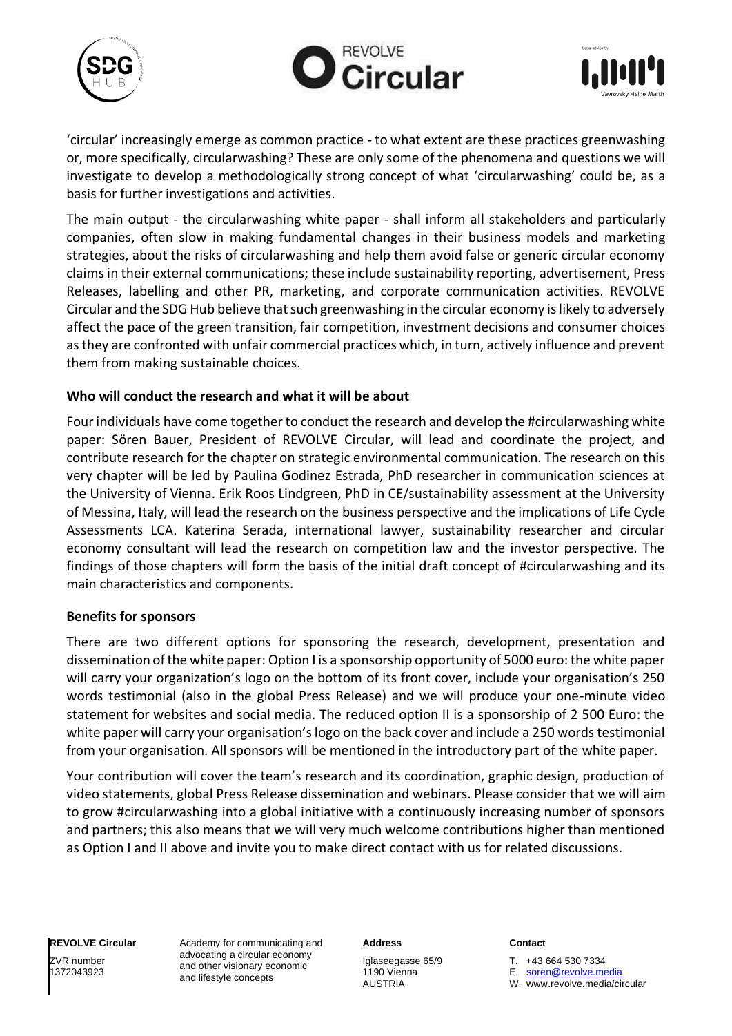'circular' increasingly emerge as common practice - to what extent are these practices greenwashing or, more specifically, circularwashing? These are only some of the phenomena and questions we will investigate to develop a methodologically strong concept of what 'circularwashing' could be, as a basis for further investigations and activities.

The main output - the circularwashing white paper - shall inform all stakeholders and particularly companies, often slow in making fundamental changes in their business models and marketing strategies, about the risks of circularwashing and help them avoid false or generic circular economy claims in their external communications; these include sustainability reporting, advertisement, Press Releases, labelling and other PR, marketing, and corporate communication activities. REVOLVE Circular and the SDG Hub believe that such greenwashing in the circular economy is likely to adversely affect the pace of the green transition, fair competition, investment decisions and consumer choices as they are confronted with unfair commercial practices which, in turn, actively influence and prevent them from making sustainable choices.

**Who will conduct the research and what it will be about**

Four individuals have come together to conduct the research and develop the #circularwashing white paper: Sören Bauer, President of REVOLVE Circular, will lead and coordinate the project, and contribute research for the chapter on strategic environmental communication. The research on this very chapter will be led by Paulina Godinez Estrada, PhD researcher in communication sciences at the University of Vienna. Erik Roos Lindgreen, PhD in CE/sustainability assessment at the University of Messina, Italy, will lead the research on the business perspective and the implications of Life Cycle Assessments LCA. Katerina Serada, international lawyer, sustainability researcher and circular economy consultant will lead the research on competition law and the investor perspective. The findings of those chapters will form the basis of the initial draft concept of #circularwashing and its main characteristics and components.

**Benefits for sponsors**

There are two different options for sponsoring the research, development, presentation and dissemination of the white paper: Option I is a sponsorship opportunity of 5000 euro: the white paper will carry your organization's logo on the bottom of its front cover, include your organisation's 250 words testimonial (also in the global Press Release) and we will produce your one-minute video statement for websites and social media. The reduced option II is a sponsorship of 2 500 Euro: the white paper will carry your organisation's logo on the back cover and include a 250 words testimonial from your organisation. All sponsors will be mentioned in the introductory part of the white paper.

Your contribution will cover the team's research and its coordination, graphic design, production of video statements, global Press Release dissemination and webinars. Please consider that we will aim to grow #circularwashing into a global initiative with a continuously increasing number of sponsors and partners; this also means that we will very much welcome contributions higher than mentioned as Option I and II above and invite you to make direct contact with us for related discussions.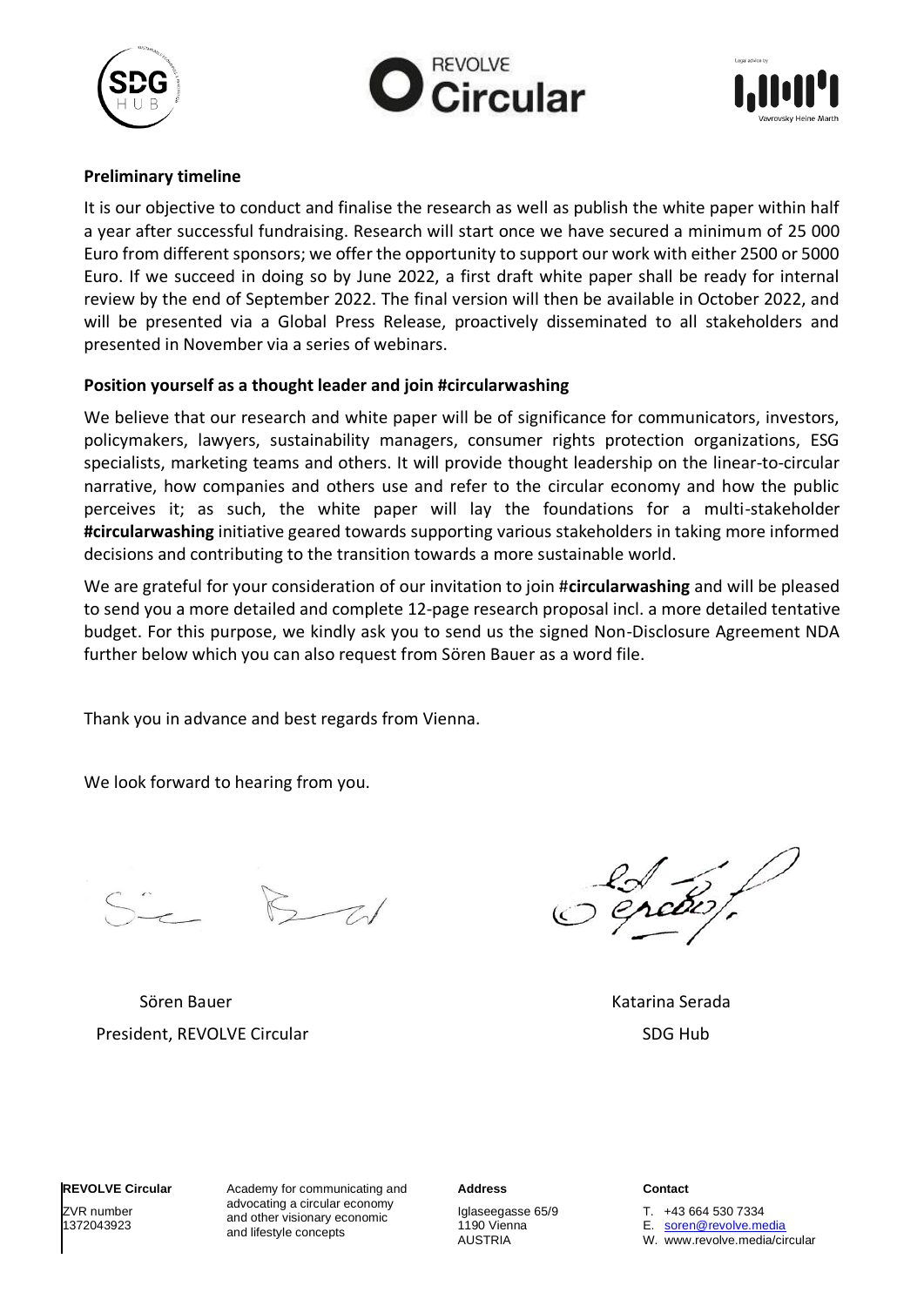**Preliminary timeline**

It is our objective to conduct and finalise the research as well as publish the white paper within half a year after successful fundraising. Research will start once we have secured a minimum of 25 000 Euro from different sponsors; we offer the opportunity to support our work with either 2500 or 5000 Euro. If we succeed in doing so by June 2022, a first draft white paper shall be ready for internal review by the end of September 2022. The final version will then be available in October 2022, and will be presented via a Global Press Release, proactively disseminated to all stakeholders and presented in November via a series of webinars.

**Position yourself as a thought leader and join #circularwashing**

We believe that our research and white paper will be of significance for communicators, investors, policymakers, lawyers, sustainability managers, consumer rights protection organizations, ESG specialists, marketing teams and others. It will provide thought leadership on the linear-to-circular narrative, how companies and others use and refer to the circular economy and how the public perceives it; as such, the white paper will lay the foundations for a multi-stakeholder **#circularwashing** initiative geared towards supporting various stakeholders in taking more informed decisions and contributing to the transition towards a more sustainable world.

We are grateful for your consideration of our invitation to join #**circularwashing** and will be pleased to send you a more detailed and complete 12-page research proposal incl. a more detailed tentative budget. For this purpose, we kindly ask you to send us the signed Non-Disclosure Agreement NDA further below which you can also request from Sören Bauer as a word file.

Thank you in advance and best regards from Vienna.

We look forward to hearing from you.

Sören Bauer
President, REVOLVE Circular

Katarina Serada
SDG Hub

**REVOLVE Circular**
ZVR number 1372043923

Academy for communicating and advocating a circular economy and other visionary economic and lifestyle concepts

**Address**
Iglaseegasse 65/9
1190 Vienna
AUSTRIA

**Contact**
T. +43 664 530 7334
E. soren@revolve.media
W. www.revolve.media/circular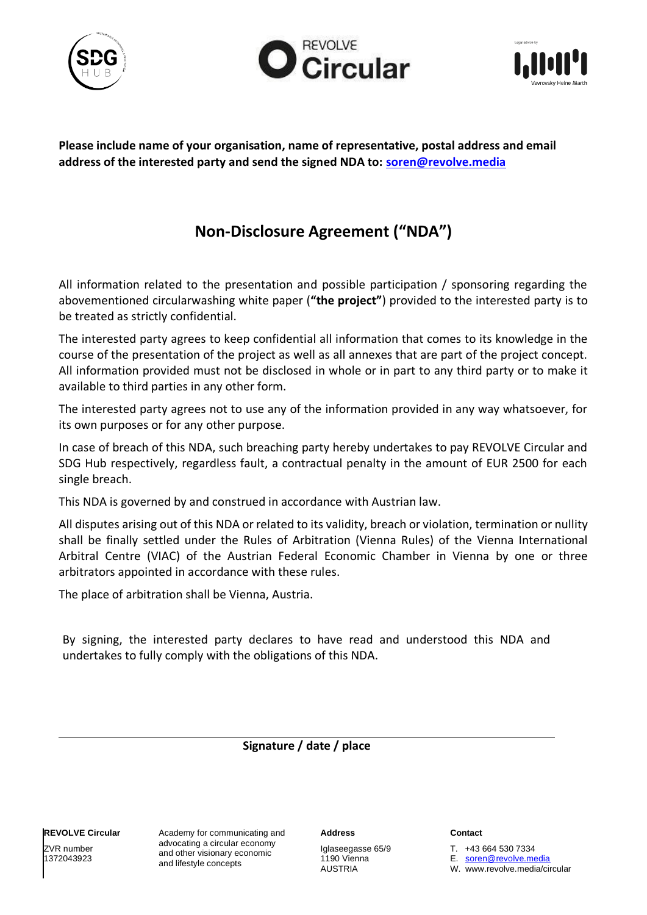**Please include name of your organisation, name of representative, postal address and email address of the interested party and send the signed NDA to: soren@revolve.media**

# Non-Disclosure Agreement ("NDA")

All information related to the presentation and possible participation / sponsoring regarding the abovementioned circularwashing white paper (**"the project"**) provided to the interested party is to be treated as strictly confidential.

The interested party agrees to keep confidential all information that comes to its knowledge in the course of the presentation of the project as well as all annexes that are part of the project concept. All information provided must not be disclosed in whole or in part to any third party or to make it available to third parties in any other form.

The interested party agrees not to use any of the information provided in any way whatsoever, for its own purposes or for any other purpose.

In case of breach of this NDA, such breaching party hereby undertakes to pay REVOLVE Circular and SDG Hub respectively, regardless fault, a contractual penalty in the amount of EUR 2500 for each single breach.

This NDA is governed by and construed in accordance with Austrian law.

All disputes arising out of this NDA or related to its validity, breach or violation, termination or nullity shall be finally settled under the Rules of Arbitration (Vienna Rules) of the Vienna International Arbitral Centre (VIAC) of the Austrian Federal Economic Chamber in Vienna by one or three arbitrators appointed in accordance with these rules.

The place of arbitration shall be Vienna, Austria.

By signing, the interested party declares to have read and understood this NDA and undertakes to fully comply with the obligations of this NDA.

**Signature / date / place**

**REVOLVE Circular**
ZVR number
1372043923

Academy for communicating and advocating a circular economy and other visionary economic and lifestyle concepts

**Address**
Iglaseegasse 65/9
1190 Vienna
AUSTRIA

**Contact**
T. +43 664 530 7334
E. soren@revolve.media
W. www.revolve.media/circular